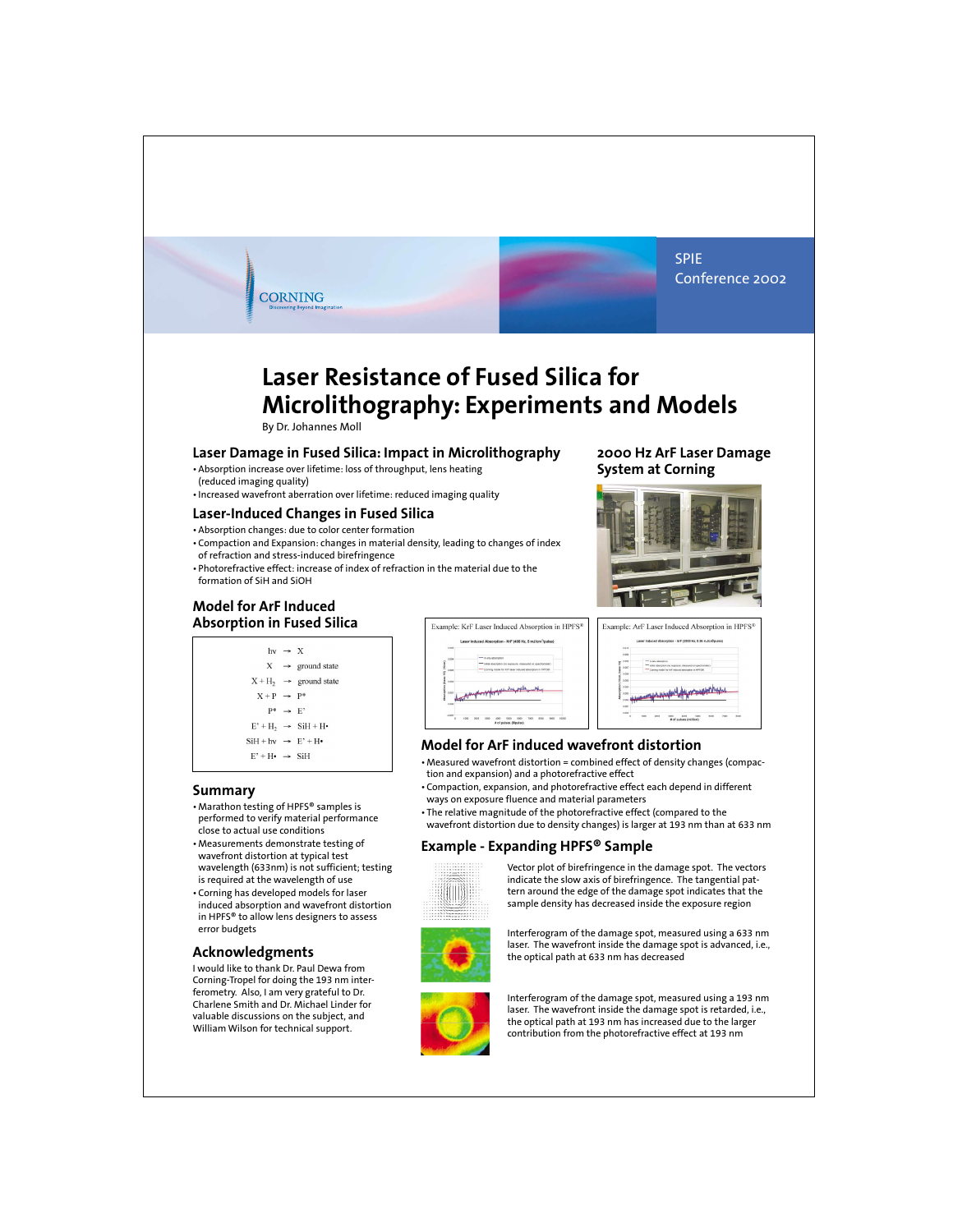CORNING
Discovering Beyond Imagination

SPIE
Conference 2002

# Laser Resistance of Fused Silica for Microlithography: Experiments and Models

By Dr. Johannes Moll

## Laser Damage in Fused Silica: Impact in Microlithography

- Absorption increase over lifetime: loss of throughput, lens heating (reduced imaging quality)
- Increased wavefront aberration over lifetime: reduced imaging quality

## Laser-Induced Changes in Fused Silica

- Absorption changes: due to color center formation
- Compaction and Expansion: changes in material density, leading to changes of index of refraction and stress-induced birefringence
- Photorefractive effect: increase of index of refraction in the material due to the formation of SiH and SiOH

## 2000 Hz ArF Laser Damage System at Corning

## Model for ArF Induced Absorption in Fused Silica

$$h\nu \rightarrow X$$
$$X \rightarrow \text{ground state}$$
$$X + H_2 \rightarrow \text{ground state}$$
$$X + P \rightarrow P^*$$
$$P^* \rightarrow E'$$
$$E' + H_2 \rightarrow SiH + H\bullet$$
$$SiH + h\nu \rightarrow E' + H\bullet$$
$$E' + H\bullet \rightarrow SiH$$

Example: KrF Laser Induced Absorption in HPFS®

Example: ArF Laser Induced Absorption in HPFS®

## Summary

- Marathon testing of HPFS® samples is performed to verify material performance close to actual use conditions
- Measurements demonstrate testing of wavefront distortion at typical test wavelength (633nm) is not sufficient; testing is required at the wavelength of use
- Corning has developed models for laser induced absorption and wavefront distortion in HPFS® to allow lens designers to assess error budgets

## Acknowledgments

I would like to thank Dr. Paul Dewa from Corning-Tropel for doing the 193 nm interferometry. Also, I am very grateful to Dr. Charlene Smith and Dr. Michael Linder for valuable discussions on the subject, and William Wilson for technical support.

## Model for ArF induced wavefront distortion

- Measured wavefront distortion = combined effect of density changes (compaction and expansion) and a photorefractive effect
- Compaction, expansion, and photorefractive effect each depend in different ways on exposure fluence and material parameters
- The relative magnitude of the photorefractive effect (compared to the wavefront distortion due to density changes) is larger at 193 nm than at 633 nm

## Example - Expanding HPFS® Sample

Vector plot of birefringence in the damage spot. The vectors indicate the slow axis of birefringence. The tangential pattern around the edge of the damage spot indicates that the sample density has decreased inside the exposure region

Interferogram of the damage spot, measured using a 633 nm laser. The wavefront inside the damage spot is advanced, i.e., the optical path at 633 nm has decreased

Interferogram of the damage spot, measured using a 193 nm laser. The wavefront inside the damage spot is retarded, i.e., the optical path at 193 nm has increased due to the larger contribution from the photorefractive effect at 193 nm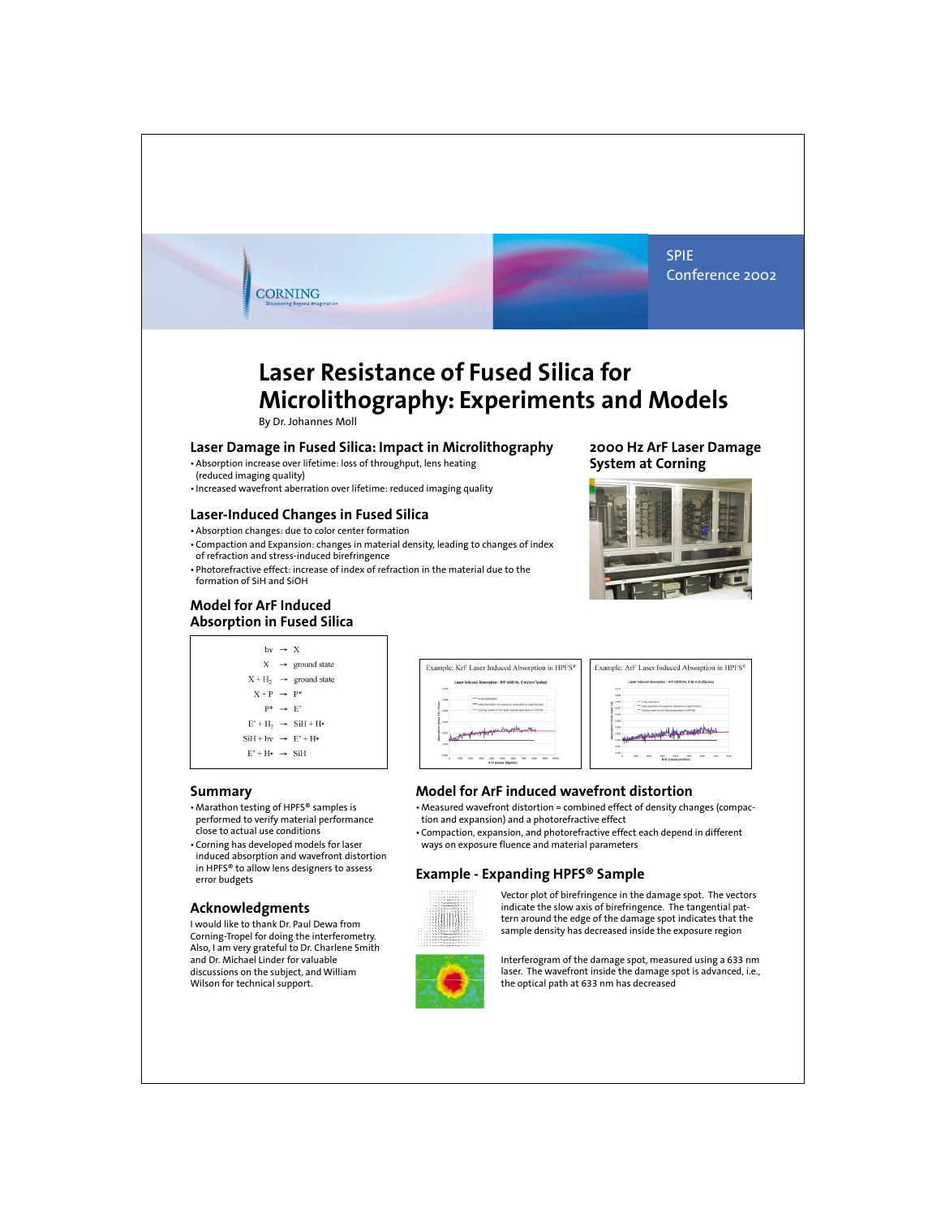SPIE Conference 2002

# Laser Resistance of Fused Silica for Microlithography: Experiments and Models

By Dr. Johannes Moll

## Laser Damage in Fused Silica: Impact in Microlithography

- Absorption increase over lifetime: loss of throughput, lens heating (reduced imaging quality)
- Increased wavefront aberration over lifetime: reduced imaging quality

## Laser-Induced Changes in Fused Silica

- Absorption changes: due to color center formation
- Compaction and Expansion: changes in material density, leading to changes of index of refraction and stress-induced birefringence
- Photorefractive effect: increase of index of refraction in the material due to the formation of SiH and SiOH

## 2000 Hz ArF Laser Damage System at Corning

## Model for ArF Induced Absorption in Fused Silica

$$h\nu \rightarrow X$$
$$X \rightarrow \text{ground state}$$
$$X + H_2 \rightarrow \text{ground state}$$
$$X + P \rightarrow P^*$$
$$P^* \rightarrow E'$$
$$E' + H_2 \rightarrow SiH + H\bullet$$
$$SiH + h\nu \rightarrow E' + H\bullet$$
$$E' + H\bullet \rightarrow SiH$$

Example: KrF Laser Induced Absorption in HPFS®

Laser Induced Absorption - KrF (400 Hz, 8 mJ/cm²/pulse)

# of pulses (Billpulse)

Example: ArF Laser Induced Absorption in HPFS®

Laser Induced Absorption - ArF (2000 Hz, 0.36 mJ/cm²/pulse)

# of pulses (million)

## Summary

- Marathon testing of HPFS® samples is performed to verify material performance close to actual use conditions
- Corning has developed models for laser induced absorption and wavefront distortion in HPFS® to allow lens designers to assess error budgets

## Acknowledgments

I would like to thank Dr. Paul Dewa from Corning-Tropel for doing the interferometry. Also, I am very grateful to Dr. Charlene Smith and Dr. Michael Linder for valuable discussions on the subject, and William Wilson for technical support.

## Model for ArF induced wavefront distortion

- Measured wavefront distortion = combined effect of density changes (compaction and expansion) and a photorefractive effect
- Compaction, expansion, and photorefractive effect each depend in different ways on exposure fluence and material parameters

## Example - Expanding HPFS® Sample

Vector plot of birefringence in the damage spot. The vectors indicate the slow axis of birefringence. The tangential pattern around the edge of the damage spot indicates that the sample density has decreased inside the exposure region

Interferogram of the damage spot, measured using a 633 nm laser. The wavefront inside the damage spot is advanced, i.e., the optical path at 633 nm has decreased